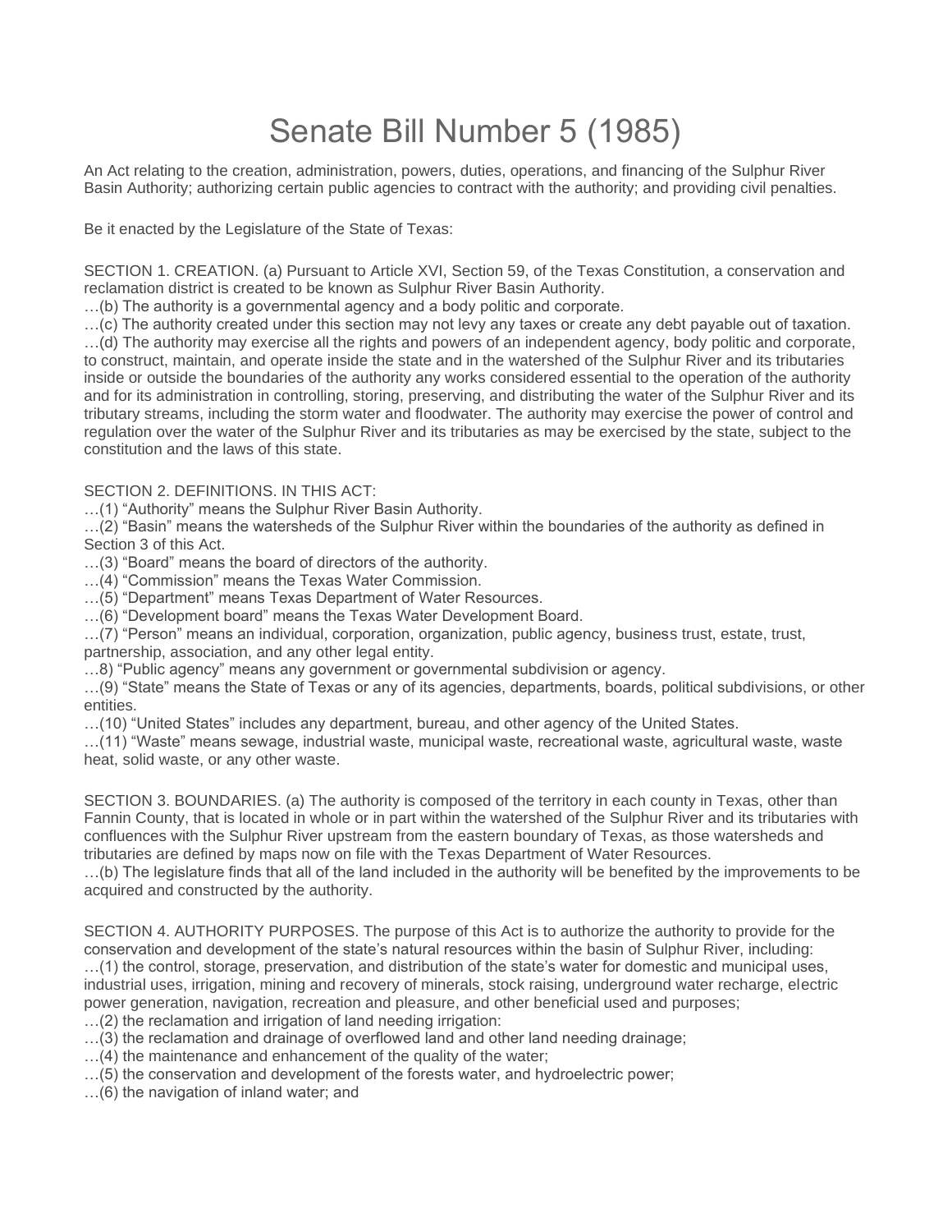# Senate Bill Number 5 (1985)

An Act relating to the creation, administration, powers, duties, operations, and financing of the Sulphur River Basin Authority; authorizing certain public agencies to contract with the authority; and providing civil penalties.

Be it enacted by the Legislature of the State of Texas:

SECTION 1. CREATION. (a) Pursuant to Article XVI, Section 59, of the Texas Constitution, a conservation and reclamation district is created to be known as Sulphur River Basin Authority.
…(b) The authority is a governmental agency and a body politic and corporate.
…(c) The authority created under this section may not levy any taxes or create any debt payable out of taxation.
…(d) The authority may exercise all the rights and powers of an independent agency, body politic and corporate, to construct, maintain, and operate inside the state and in the watershed of the Sulphur River and its tributaries inside or outside the boundaries of the authority any works considered essential to the operation of the authority and for its administration in controlling, storing, preserving, and distributing the water of the Sulphur River and its tributary streams, including the storm water and floodwater. The authority may exercise the power of control and regulation over the water of the Sulphur River and its tributaries as may be exercised by the state, subject to the constitution and the laws of this state.

SECTION 2. DEFINITIONS. IN THIS ACT:
…(1) "Authority" means the Sulphur River Basin Authority.
…(2) "Basin" means the watersheds of the Sulphur River within the boundaries of the authority as defined in Section 3 of this Act.
…(3) "Board" means the board of directors of the authority.
…(4) "Commission" means the Texas Water Commission.
…(5) "Department" means Texas Department of Water Resources.
…(6) "Development board" means the Texas Water Development Board.
…(7) "Person" means an individual, corporation, organization, public agency, business trust, estate, trust, partnership, association, and any other legal entity.
…8) "Public agency" means any government or governmental subdivision or agency.
…(9) "State" means the State of Texas or any of its agencies, departments, boards, political subdivisions, or other entities.
…(10) "United States" includes any department, bureau, and other agency of the United States.
…(11) "Waste" means sewage, industrial waste, municipal waste, recreational waste, agricultural waste, waste heat, solid waste, or any other waste.

SECTION 3. BOUNDARIES. (a) The authority is composed of the territory in each county in Texas, other than Fannin County, that is located in whole or in part within the watershed of the Sulphur River and its tributaries with confluences with the Sulphur River upstream from the eastern boundary of Texas, as those watersheds and tributaries are defined by maps now on file with the Texas Department of Water Resources.
…(b) The legislature finds that all of the land included in the authority will be benefited by the improvements to be acquired and constructed by the authority.

SECTION 4. AUTHORITY PURPOSES. The purpose of this Act is to authorize the authority to provide for the conservation and development of the state's natural resources within the basin of Sulphur River, including:
…(1) the control, storage, preservation, and distribution of the state's water for domestic and municipal uses, industrial uses, irrigation, mining and recovery of minerals, stock raising, underground water recharge, electric power generation, navigation, recreation and pleasure, and other beneficial used and purposes;
…(2) the reclamation and irrigation of land needing irrigation:
…(3) the reclamation and drainage of overflowed land and other land needing drainage;
…(4) the maintenance and enhancement of the quality of the water;
…(5) the conservation and development of the forests water, and hydroelectric power;
…(6) the navigation of inland water; and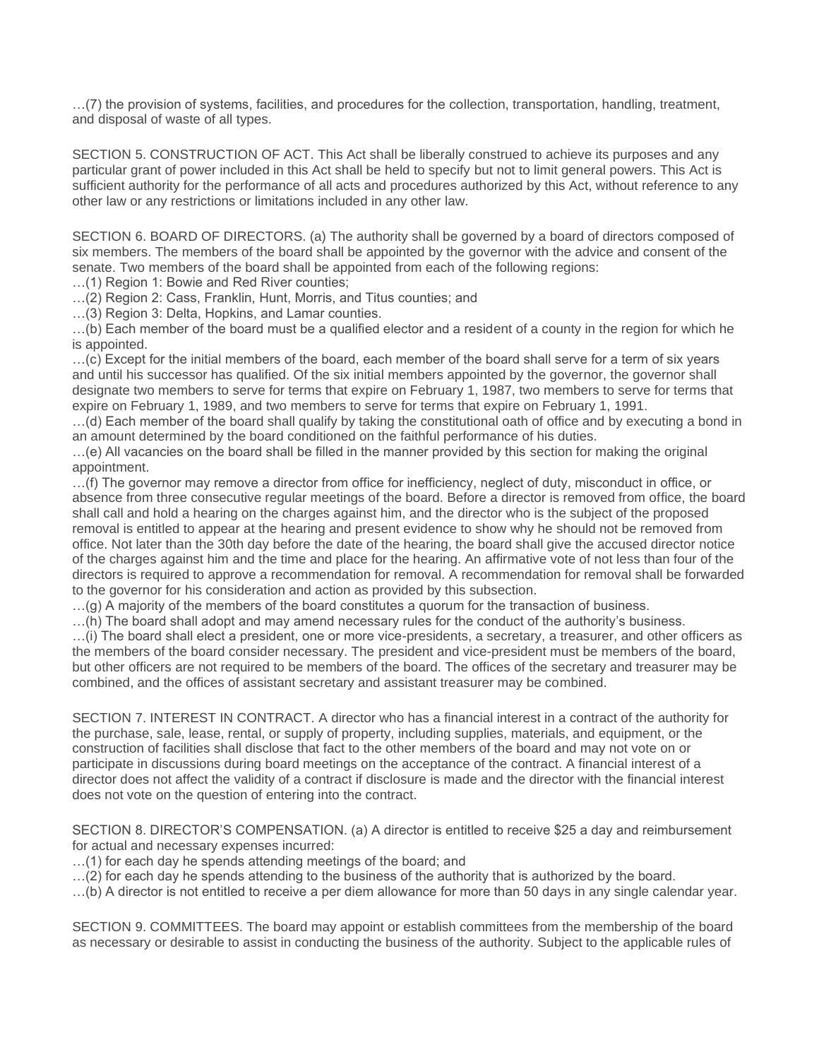…(7) the provision of systems, facilities, and procedures for the collection, transportation, handling, treatment, and disposal of waste of all types.

SECTION 5. CONSTRUCTION OF ACT. This Act shall be liberally construed to achieve its purposes and any particular grant of power included in this Act shall be held to specify but not to limit general powers. This Act is sufficient authority for the performance of all acts and procedures authorized by this Act, without reference to any other law or any restrictions or limitations included in any other law.

SECTION 6. BOARD OF DIRECTORS. (a) The authority shall be governed by a board of directors composed of six members. The members of the board shall be appointed by the governor with the advice and consent of the senate. Two members of the board shall be appointed from each of the following regions:

…(1) Region 1: Bowie and Red River counties;

…(2) Region 2: Cass, Franklin, Hunt, Morris, and Titus counties; and

…(3) Region 3: Delta, Hopkins, and Lamar counties.

…(b) Each member of the board must be a qualified elector and a resident of a county in the region for which he is appointed.

…(c) Except for the initial members of the board, each member of the board shall serve for a term of six years and until his successor has qualified. Of the six initial members appointed by the governor, the governor shall designate two members to serve for terms that expire on February 1, 1987, two members to serve for terms that expire on February 1, 1989, and two members to serve for terms that expire on February 1, 1991.

…(d) Each member of the board shall qualify by taking the constitutional oath of office and by executing a bond in an amount determined by the board conditioned on the faithful performance of his duties.

…(e) All vacancies on the board shall be filled in the manner provided by this section for making the original appointment.

…(f) The governor may remove a director from office for inefficiency, neglect of duty, misconduct in office, or absence from three consecutive regular meetings of the board. Before a director is removed from office, the board shall call and hold a hearing on the charges against him, and the director who is the subject of the proposed removal is entitled to appear at the hearing and present evidence to show why he should not be removed from office. Not later than the 30th day before the date of the hearing, the board shall give the accused director notice of the charges against him and the time and place for the hearing. An affirmative vote of not less than four of the directors is required to approve a recommendation for removal. A recommendation for removal shall be forwarded to the governor for his consideration and action as provided by this subsection.

…(g) A majority of the members of the board constitutes a quorum for the transaction of business.

…(h) The board shall adopt and may amend necessary rules for the conduct of the authority's business.

…(i) The board shall elect a president, one or more vice-presidents, a secretary, a treasurer, and other officers as the members of the board consider necessary. The president and vice-president must be members of the board, but other officers are not required to be members of the board. The offices of the secretary and treasurer may be combined, and the offices of assistant secretary and assistant treasurer may be combined.

SECTION 7. INTEREST IN CONTRACT. A director who has a financial interest in a contract of the authority for the purchase, sale, lease, rental, or supply of property, including supplies, materials, and equipment, or the construction of facilities shall disclose that fact to the other members of the board and may not vote on or participate in discussions during board meetings on the acceptance of the contract. A financial interest of a director does not affect the validity of a contract if disclosure is made and the director with the financial interest does not vote on the question of entering into the contract.

SECTION 8. DIRECTOR'S COMPENSATION. (a) A director is entitled to receive $25 a day and reimbursement for actual and necessary expenses incurred:

…(1) for each day he spends attending meetings of the board; and

…(2) for each day he spends attending to the business of the authority that is authorized by the board.

…(b) A director is not entitled to receive a per diem allowance for more than 50 days in any single calendar year.

SECTION 9. COMMITTEES. The board may appoint or establish committees from the membership of the board as necessary or desirable to assist in conducting the business of the authority. Subject to the applicable rules of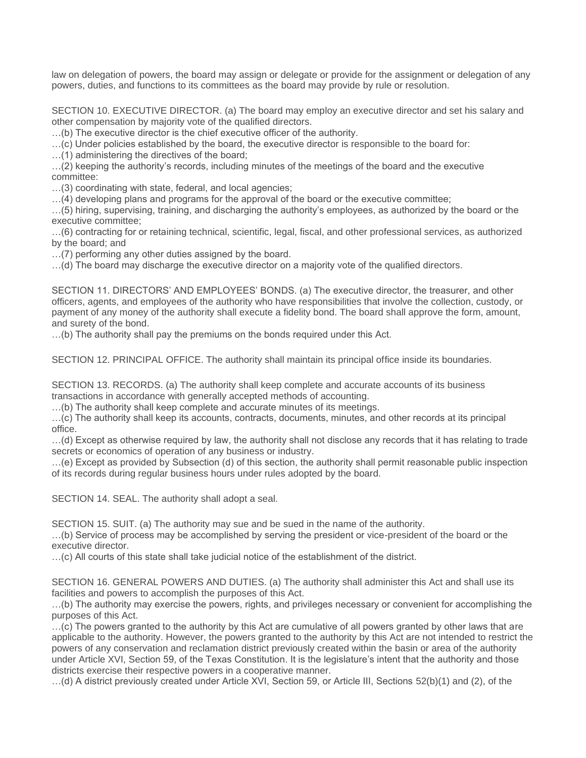law on delegation of powers, the board may assign or delegate or provide for the assignment or delegation of any powers, duties, and functions to its committees as the board may provide by rule or resolution.

SECTION 10. EXECUTIVE DIRECTOR. (a) The board may employ an executive director and set his salary and other compensation by majority vote of the qualified directors.
…(b) The executive director is the chief executive officer of the authority.
…(c) Under policies established by the board, the executive director is responsible to the board for:
…(1) administering the directives of the board;
…(2) keeping the authority's records, including minutes of the meetings of the board and the executive committee:
…(3) coordinating with state, federal, and local agencies;
…(4) developing plans and programs for the approval of the board or the executive committee;
…(5) hiring, supervising, training, and discharging the authority's employees, as authorized by the board or the executive committee;
…(6) contracting for or retaining technical, scientific, legal, fiscal, and other professional services, as authorized by the board; and
…(7) performing any other duties assigned by the board.
…(d) The board may discharge the executive director on a majority vote of the qualified directors.

SECTION 11. DIRECTORS' AND EMPLOYEES' BONDS. (a) The executive director, the treasurer, and other officers, agents, and employees of the authority who have responsibilities that involve the collection, custody, or payment of any money of the authority shall execute a fidelity bond. The board shall approve the form, amount, and surety of the bond.
…(b) The authority shall pay the premiums on the bonds required under this Act.

SECTION 12. PRINCIPAL OFFICE. The authority shall maintain its principal office inside its boundaries.

SECTION 13. RECORDS. (a) The authority shall keep complete and accurate accounts of its business transactions in accordance with generally accepted methods of accounting.
…(b) The authority shall keep complete and accurate minutes of its meetings.
…(c) The authority shall keep its accounts, contracts, documents, minutes, and other records at its principal office.
…(d) Except as otherwise required by law, the authority shall not disclose any records that it has relating to trade secrets or economics of operation of any business or industry.
…(e) Except as provided by Subsection (d) of this section, the authority shall permit reasonable public inspection of its records during regular business hours under rules adopted by the board.

SECTION 14. SEAL. The authority shall adopt a seal.

SECTION 15. SUIT. (a) The authority may sue and be sued in the name of the authority.
…(b) Service of process may be accomplished by serving the president or vice-president of the board or the executive director.
…(c) All courts of this state shall take judicial notice of the establishment of the district.

SECTION 16. GENERAL POWERS AND DUTIES. (a) The authority shall administer this Act and shall use its facilities and powers to accomplish the purposes of this Act.
…(b) The authority may exercise the powers, rights, and privileges necessary or convenient for accomplishing the purposes of this Act.
…(c) The powers granted to the authority by this Act are cumulative of all powers granted by other laws that are applicable to the authority. However, the powers granted to the authority by this Act are not intended to restrict the powers of any conservation and reclamation district previously created within the basin or area of the authority under Article XVI, Section 59, of the Texas Constitution. It is the legislature's intent that the authority and those districts exercise their respective powers in a cooperative manner.
…(d) A district previously created under Article XVI, Section 59, or Article III, Sections 52(b)(1) and (2), of the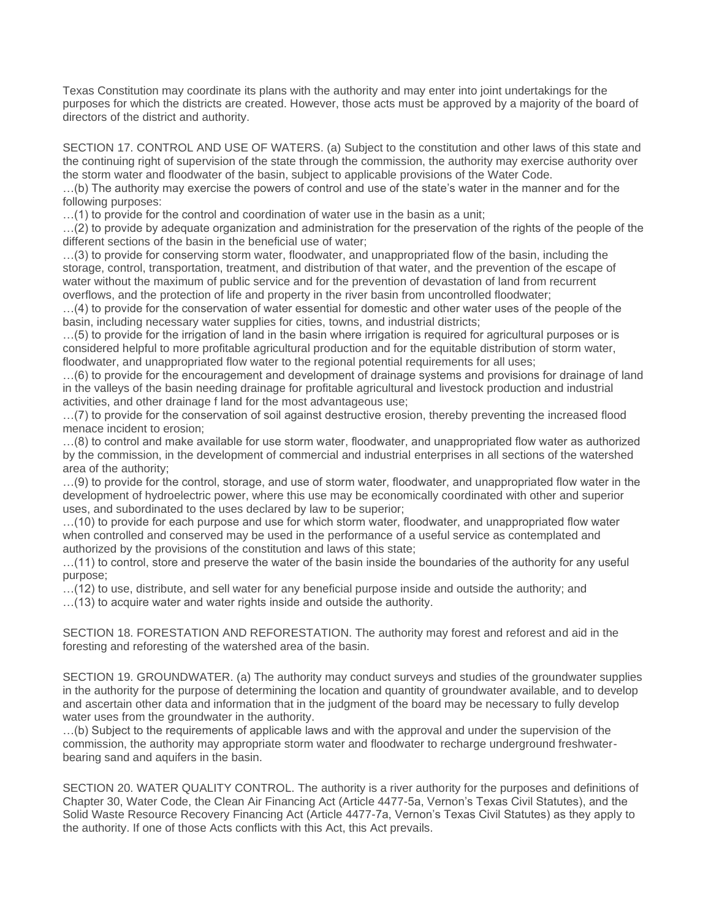Texas Constitution may coordinate its plans with the authority and may enter into joint undertakings for the purposes for which the districts are created. However, those acts must be approved by a majority of the board of directors of the district and authority.

SECTION 17. CONTROL AND USE OF WATERS. (a) Subject to the constitution and other laws of this state and the continuing right of supervision of the state through the commission, the authority may exercise authority over the storm water and floodwater of the basin, subject to applicable provisions of the Water Code.
…(b) The authority may exercise the powers of control and use of the state's water in the manner and for the following purposes:
…(1) to provide for the control and coordination of water use in the basin as a unit;
…(2) to provide by adequate organization and administration for the preservation of the rights of the people of the different sections of the basin in the beneficial use of water;
…(3) to provide for conserving storm water, floodwater, and unappropriated flow of the basin, including the storage, control, transportation, treatment, and distribution of that water, and the prevention of the escape of water without the maximum of public service and for the prevention of devastation of land from recurrent overflows, and the protection of life and property in the river basin from uncontrolled floodwater;
…(4) to provide for the conservation of water essential for domestic and other water uses of the people of the basin, including necessary water supplies for cities, towns, and industrial districts;
…(5) to provide for the irrigation of land in the basin where irrigation is required for agricultural purposes or is considered helpful to more profitable agricultural production and for the equitable distribution of storm water, floodwater, and unappropriated flow water to the regional potential requirements for all uses;
…(6) to provide for the encouragement and development of drainage systems and provisions for drainage of land in the valleys of the basin needing drainage for profitable agricultural and livestock production and industrial activities, and other drainage f land for the most advantageous use;
…(7) to provide for the conservation of soil against destructive erosion, thereby preventing the increased flood menace incident to erosion;
…(8) to control and make available for use storm water, floodwater, and unappropriated flow water as authorized by the commission, in the development of commercial and industrial enterprises in all sections of the watershed area of the authority;
…(9) to provide for the control, storage, and use of storm water, floodwater, and unappropriated flow water in the development of hydroelectric power, where this use may be economically coordinated with other and superior uses, and subordinated to the uses declared by law to be superior;
…(10) to provide for each purpose and use for which storm water, floodwater, and unappropriated flow water when controlled and conserved may be used in the performance of a useful service as contemplated and authorized by the provisions of the constitution and laws of this state;
…(11) to control, store and preserve the water of the basin inside the boundaries of the authority for any useful purpose;
…(12) to use, distribute, and sell water for any beneficial purpose inside and outside the authority; and
…(13) to acquire water and water rights inside and outside the authority.

SECTION 18. FORESTATION AND REFORESTATION. The authority may forest and reforest and aid in the foresting and reforesting of the watershed area of the basin.

SECTION 19. GROUNDWATER. (a) The authority may conduct surveys and studies of the groundwater supplies in the authority for the purpose of determining the location and quantity of groundwater available, and to develop and ascertain other data and information that in the judgment of the board may be necessary to fully develop water uses from the groundwater in the authority.
…(b) Subject to the requirements of applicable laws and with the approval and under the supervision of the commission, the authority may appropriate storm water and floodwater to recharge underground freshwater-bearing sand and aquifers in the basin.

SECTION 20. WATER QUALITY CONTROL. The authority is a river authority for the purposes and definitions of Chapter 30, Water Code, the Clean Air Financing Act (Article 4477-5a, Vernon's Texas Civil Statutes), and the Solid Waste Resource Recovery Financing Act (Article 4477-7a, Vernon's Texas Civil Statutes) as they apply to the authority. If one of those Acts conflicts with this Act, this Act prevails.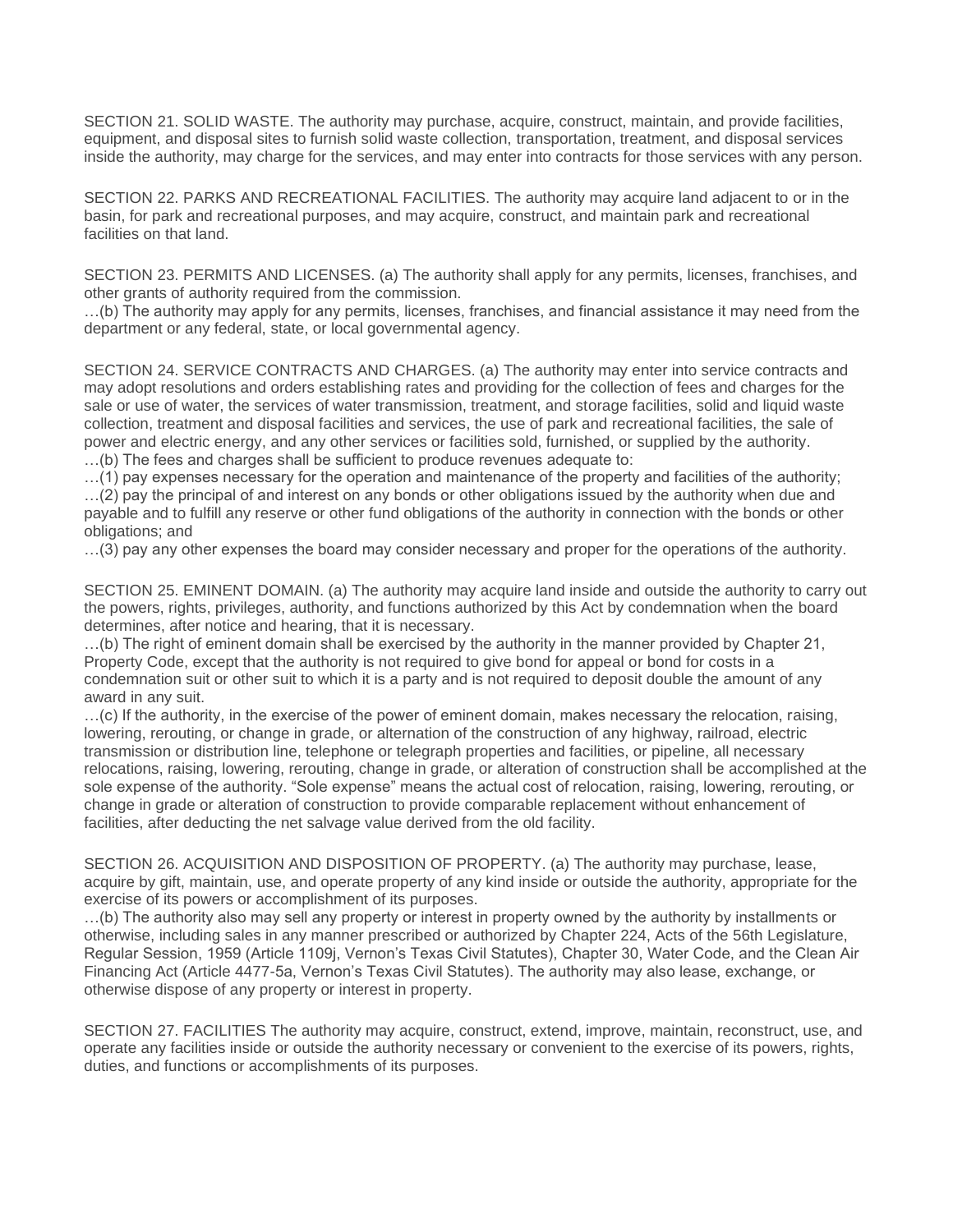SECTION 21. SOLID WASTE. The authority may purchase, acquire, construct, maintain, and provide facilities, equipment, and disposal sites to furnish solid waste collection, transportation, treatment, and disposal services inside the authority, may charge for the services, and may enter into contracts for those services with any person.

SECTION 22. PARKS AND RECREATIONAL FACILITIES. The authority may acquire land adjacent to or in the basin, for park and recreational purposes, and may acquire, construct, and maintain park and recreational facilities on that land.

SECTION 23. PERMITS AND LICENSES. (a) The authority shall apply for any permits, licenses, franchises, and other grants of authority required from the commission.
…(b) The authority may apply for any permits, licenses, franchises, and financial assistance it may need from the department or any federal, state, or local governmental agency.

SECTION 24. SERVICE CONTRACTS AND CHARGES. (a) The authority may enter into service contracts and may adopt resolutions and orders establishing rates and providing for the collection of fees and charges for the sale or use of water, the services of water transmission, treatment, and storage facilities, solid and liquid waste collection, treatment and disposal facilities and services, the use of park and recreational facilities, the sale of power and electric energy, and any other services or facilities sold, furnished, or supplied by the authority.
…(b) The fees and charges shall be sufficient to produce revenues adequate to:
…(1) pay expenses necessary for the operation and maintenance of the property and facilities of the authority;
…(2) pay the principal of and interest on any bonds or other obligations issued by the authority when due and payable and to fulfill any reserve or other fund obligations of the authority in connection with the bonds or other obligations; and
…(3) pay any other expenses the board may consider necessary and proper for the operations of the authority.

SECTION 25. EMINENT DOMAIN. (a) The authority may acquire land inside and outside the authority to carry out the powers, rights, privileges, authority, and functions authorized by this Act by condemnation when the board determines, after notice and hearing, that it is necessary.
…(b) The right of eminent domain shall be exercised by the authority in the manner provided by Chapter 21, Property Code, except that the authority is not required to give bond for appeal or bond for costs in a condemnation suit or other suit to which it is a party and is not required to deposit double the amount of any award in any suit.
…(c) If the authority, in the exercise of the power of eminent domain, makes necessary the relocation, raising, lowering, rerouting, or change in grade, or alternation of the construction of any highway, railroad, electric transmission or distribution line, telephone or telegraph properties and facilities, or pipeline, all necessary relocations, raising, lowering, rerouting, change in grade, or alteration of construction shall be accomplished at the sole expense of the authority. “Sole expense” means the actual cost of relocation, raising, lowering, rerouting, or change in grade or alteration of construction to provide comparable replacement without enhancement of facilities, after deducting the net salvage value derived from the old facility.

SECTION 26. ACQUISITION AND DISPOSITION OF PROPERTY. (a) The authority may purchase, lease, acquire by gift, maintain, use, and operate property of any kind inside or outside the authority, appropriate for the exercise of its powers or accomplishment of its purposes.
…(b) The authority also may sell any property or interest in property owned by the authority by installments or otherwise, including sales in any manner prescribed or authorized by Chapter 224, Acts of the 56th Legislature, Regular Session, 1959 (Article 1109j, Vernon’s Texas Civil Statutes), Chapter 30, Water Code, and the Clean Air Financing Act (Article 4477-5a, Vernon’s Texas Civil Statutes). The authority may also lease, exchange, or otherwise dispose of any property or interest in property.

SECTION 27. FACILITIES The authority may acquire, construct, extend, improve, maintain, reconstruct, use, and operate any facilities inside or outside the authority necessary or convenient to the exercise of its powers, rights, duties, and functions or accomplishments of its purposes.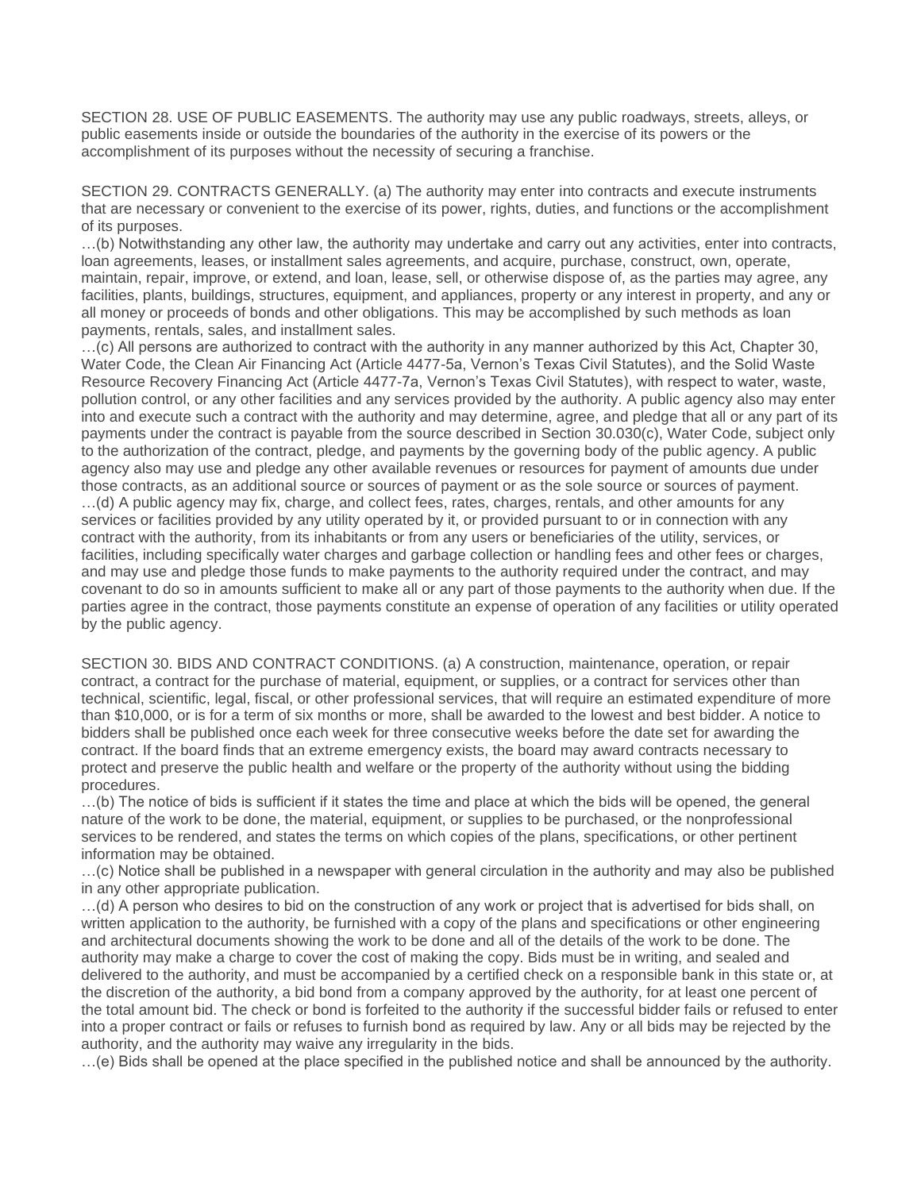SECTION 28. USE OF PUBLIC EASEMENTS. The authority may use any public roadways, streets, alleys, or public easements inside or outside the boundaries of the authority in the exercise of its powers or the accomplishment of its purposes without the necessity of securing a franchise.

SECTION 29. CONTRACTS GENERALLY. (a) The authority may enter into contracts and execute instruments that are necessary or convenient to the exercise of its power, rights, duties, and functions or the accomplishment of its purposes.

…(b) Notwithstanding any other law, the authority may undertake and carry out any activities, enter into contracts, loan agreements, leases, or installment sales agreements, and acquire, purchase, construct, own, operate, maintain, repair, improve, or extend, and loan, lease, sell, or otherwise dispose of, as the parties may agree, any facilities, plants, buildings, structures, equipment, and appliances, property or any interest in property, and any or all money or proceeds of bonds and other obligations. This may be accomplished by such methods as loan payments, rentals, sales, and installment sales.

…(c) All persons are authorized to contract with the authority in any manner authorized by this Act, Chapter 30, Water Code, the Clean Air Financing Act (Article 4477-5a, Vernon's Texas Civil Statutes), and the Solid Waste Resource Recovery Financing Act (Article 4477-7a, Vernon's Texas Civil Statutes), with respect to water, waste, pollution control, or any other facilities and any services provided by the authority. A public agency also may enter into and execute such a contract with the authority and may determine, agree, and pledge that all or any part of its payments under the contract is payable from the source described in Section 30.030(c), Water Code, subject only to the authorization of the contract, pledge, and payments by the governing body of the public agency. A public agency also may use and pledge any other available revenues or resources for payment of amounts due under those contracts, as an additional source or sources of payment or as the sole source or sources of payment.

…(d) A public agency may fix, charge, and collect fees, rates, charges, rentals, and other amounts for any services or facilities provided by any utility operated by it, or provided pursuant to or in connection with any contract with the authority, from its inhabitants or from any users or beneficiaries of the utility, services, or facilities, including specifically water charges and garbage collection or handling fees and other fees or charges, and may use and pledge those funds to make payments to the authority required under the contract, and may covenant to do so in amounts sufficient to make all or any part of those payments to the authority when due. If the parties agree in the contract, those payments constitute an expense of operation of any facilities or utility operated by the public agency.

SECTION 30. BIDS AND CONTRACT CONDITIONS. (a) A construction, maintenance, operation, or repair contract, a contract for the purchase of material, equipment, or supplies, or a contract for services other than technical, scientific, legal, fiscal, or other professional services, that will require an estimated expenditure of more than $10,000, or is for a term of six months or more, shall be awarded to the lowest and best bidder. A notice to bidders shall be published once each week for three consecutive weeks before the date set for awarding the contract. If the board finds that an extreme emergency exists, the board may award contracts necessary to protect and preserve the public health and welfare or the property of the authority without using the bidding procedures.

…(b) The notice of bids is sufficient if it states the time and place at which the bids will be opened, the general nature of the work to be done, the material, equipment, or supplies to be purchased, or the nonprofessional services to be rendered, and states the terms on which copies of the plans, specifications, or other pertinent information may be obtained.

…(c) Notice shall be published in a newspaper with general circulation in the authority and may also be published in any other appropriate publication.

…(d) A person who desires to bid on the construction of any work or project that is advertised for bids shall, on written application to the authority, be furnished with a copy of the plans and specifications or other engineering and architectural documents showing the work to be done and all of the details of the work to be done. The authority may make a charge to cover the cost of making the copy. Bids must be in writing, and sealed and delivered to the authority, and must be accompanied by a certified check on a responsible bank in this state or, at the discretion of the authority, a bid bond from a company approved by the authority, for at least one percent of the total amount bid. The check or bond is forfeited to the authority if the successful bidder fails or refused to enter into a proper contract or fails or refuses to furnish bond as required by law. Any or all bids may be rejected by the authority, and the authority may waive any irregularity in the bids.

…(e) Bids shall be opened at the place specified in the published notice and shall be announced by the authority.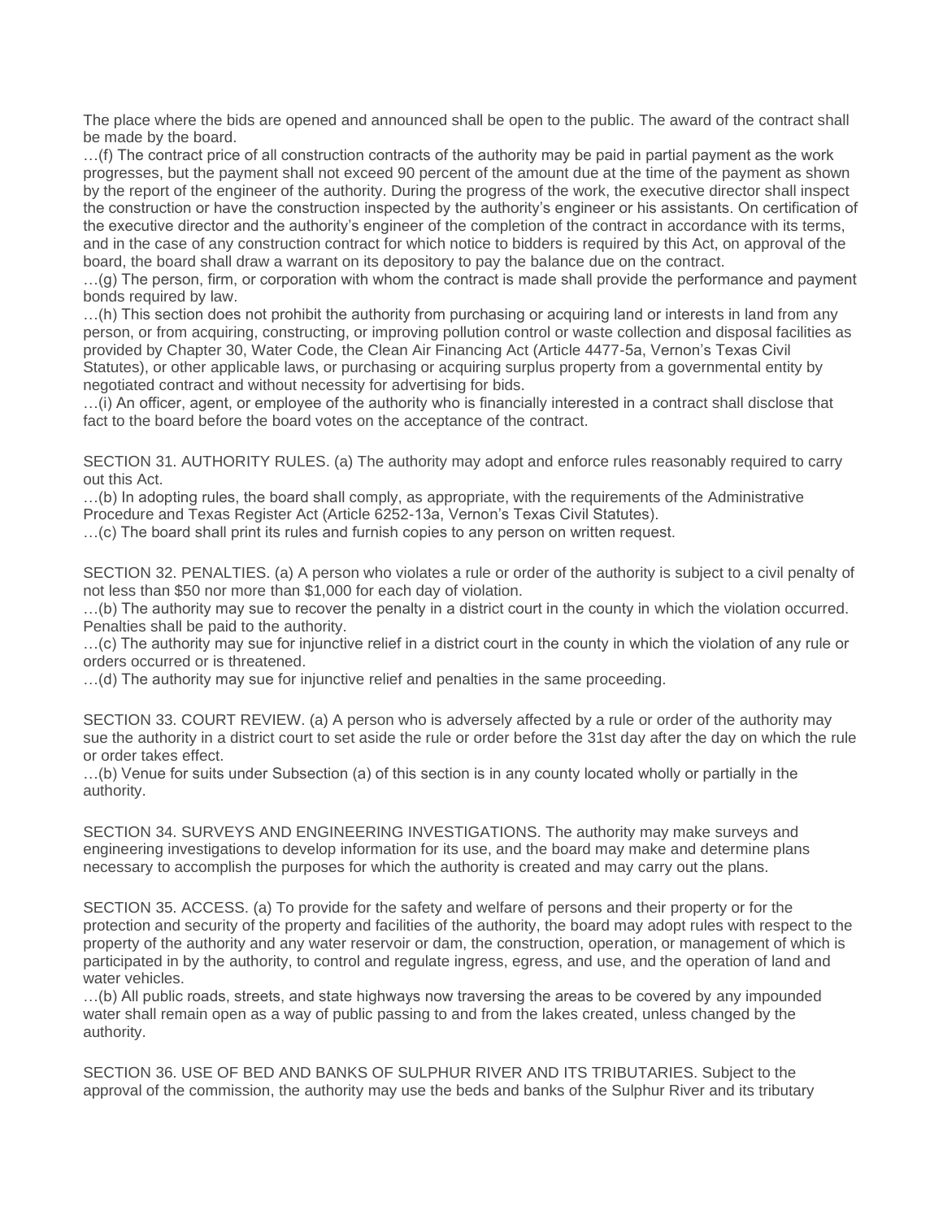The place where the bids are opened and announced shall be open to the public. The award of the contract shall be made by the board.

…(f) The contract price of all construction contracts of the authority may be paid in partial payment as the work progresses, but the payment shall not exceed 90 percent of the amount due at the time of the payment as shown by the report of the engineer of the authority. During the progress of the work, the executive director shall inspect the construction or have the construction inspected by the authority's engineer or his assistants. On certification of the executive director and the authority's engineer of the completion of the contract in accordance with its terms, and in the case of any construction contract for which notice to bidders is required by this Act, on approval of the board, the board shall draw a warrant on its depository to pay the balance due on the contract.

…(g) The person, firm, or corporation with whom the contract is made shall provide the performance and payment bonds required by law.

…(h) This section does not prohibit the authority from purchasing or acquiring land or interests in land from any person, or from acquiring, constructing, or improving pollution control or waste collection and disposal facilities as provided by Chapter 30, Water Code, the Clean Air Financing Act (Article 4477-5a, Vernon's Texas Civil Statutes), or other applicable laws, or purchasing or acquiring surplus property from a governmental entity by negotiated contract and without necessity for advertising for bids.

…(i) An officer, agent, or employee of the authority who is financially interested in a contract shall disclose that fact to the board before the board votes on the acceptance of the contract.

SECTION 31. AUTHORITY RULES. (a) The authority may adopt and enforce rules reasonably required to carry out this Act.

…(b) In adopting rules, the board shall comply, as appropriate, with the requirements of the Administrative Procedure and Texas Register Act (Article 6252-13a, Vernon's Texas Civil Statutes).

…(c) The board shall print its rules and furnish copies to any person on written request.

SECTION 32. PENALTIES. (a) A person who violates a rule or order of the authority is subject to a civil penalty of not less than $50 nor more than $1,000 for each day of violation.

…(b) The authority may sue to recover the penalty in a district court in the county in which the violation occurred. Penalties shall be paid to the authority.

…(c) The authority may sue for injunctive relief in a district court in the county in which the violation of any rule or orders occurred or is threatened.

…(d) The authority may sue for injunctive relief and penalties in the same proceeding.

SECTION 33. COURT REVIEW. (a) A person who is adversely affected by a rule or order of the authority may sue the authority in a district court to set aside the rule or order before the 31st day after the day on which the rule or order takes effect.

…(b) Venue for suits under Subsection (a) of this section is in any county located wholly or partially in the authority.

SECTION 34. SURVEYS AND ENGINEERING INVESTIGATIONS. The authority may make surveys and engineering investigations to develop information for its use, and the board may make and determine plans necessary to accomplish the purposes for which the authority is created and may carry out the plans.

SECTION 35. ACCESS. (a) To provide for the safety and welfare of persons and their property or for the protection and security of the property and facilities of the authority, the board may adopt rules with respect to the property of the authority and any water reservoir or dam, the construction, operation, or management of which is participated in by the authority, to control and regulate ingress, egress, and use, and the operation of land and water vehicles.

…(b) All public roads, streets, and state highways now traversing the areas to be covered by any impounded water shall remain open as a way of public passing to and from the lakes created, unless changed by the authority.

SECTION 36. USE OF BED AND BANKS OF SULPHUR RIVER AND ITS TRIBUTARIES. Subject to the approval of the commission, the authority may use the beds and banks of the Sulphur River and its tributary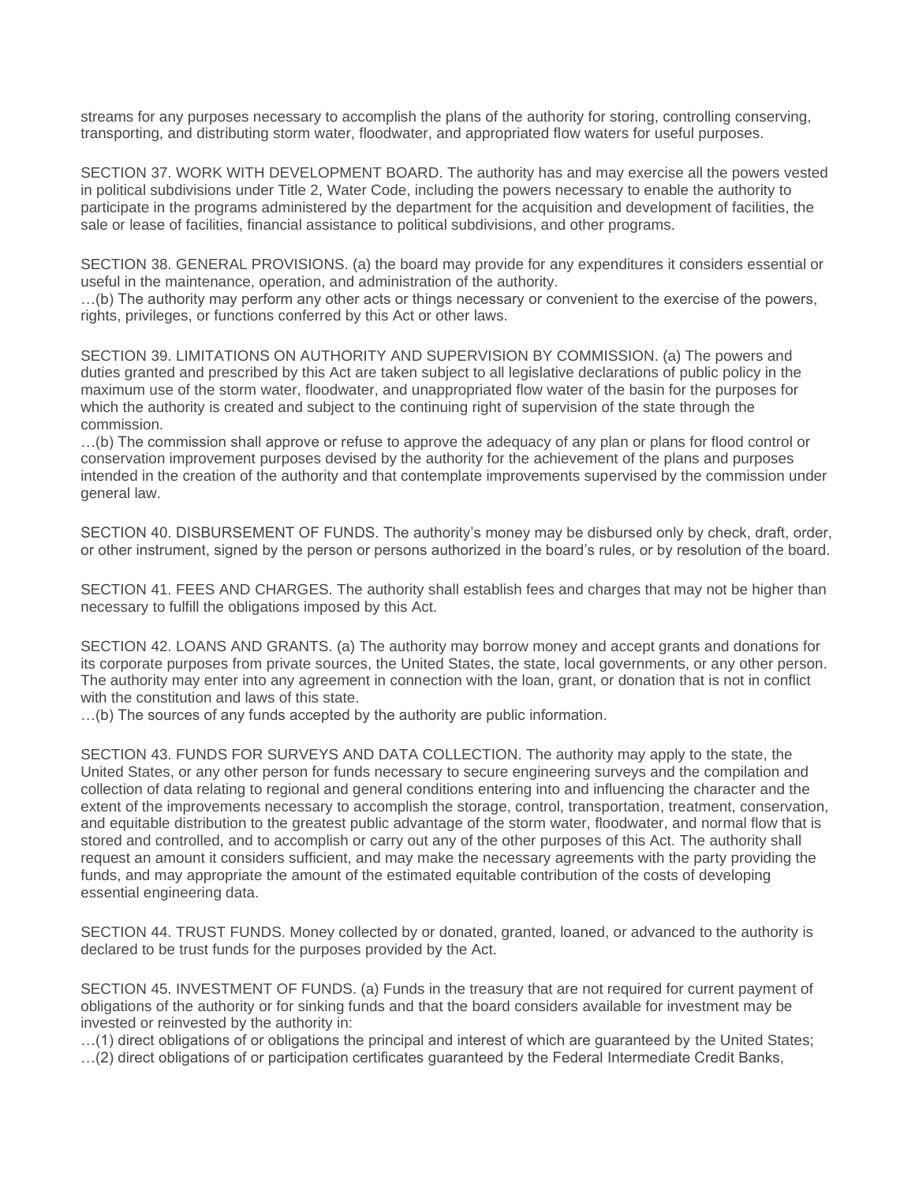streams for any purposes necessary to accomplish the plans of the authority for storing, controlling conserving, transporting, and distributing storm water, floodwater, and appropriated flow waters for useful purposes.

SECTION 37. WORK WITH DEVELOPMENT BOARD. The authority has and may exercise all the powers vested in political subdivisions under Title 2, Water Code, including the powers necessary to enable the authority to participate in the programs administered by the department for the acquisition and development of facilities, the sale or lease of facilities, financial assistance to political subdivisions, and other programs.

SECTION 38. GENERAL PROVISIONS. (a) the board may provide for any expenditures it considers essential or useful in the maintenance, operation, and administration of the authority.
…(b) The authority may perform any other acts or things necessary or convenient to the exercise of the powers, rights, privileges, or functions conferred by this Act or other laws.

SECTION 39. LIMITATIONS ON AUTHORITY AND SUPERVISION BY COMMISSION. (a) The powers and duties granted and prescribed by this Act are taken subject to all legislative declarations of public policy in the maximum use of the storm water, floodwater, and unappropriated flow water of the basin for the purposes for which the authority is created and subject to the continuing right of supervision of the state through the commission.
…(b) The commission shall approve or refuse to approve the adequacy of any plan or plans for flood control or conservation improvement purposes devised by the authority for the achievement of the plans and purposes intended in the creation of the authority and that contemplate improvements supervised by the commission under general law.

SECTION 40. DISBURSEMENT OF FUNDS. The authority's money may be disbursed only by check, draft, order, or other instrument, signed by the person or persons authorized in the board's rules, or by resolution of the board.

SECTION 41. FEES AND CHARGES. The authority shall establish fees and charges that may not be higher than necessary to fulfill the obligations imposed by this Act.

SECTION 42. LOANS AND GRANTS. (a) The authority may borrow money and accept grants and donations for its corporate purposes from private sources, the United States, the state, local governments, or any other person. The authority may enter into any agreement in connection with the loan, grant, or donation that is not in conflict with the constitution and laws of this state.
…(b) The sources of any funds accepted by the authority are public information.

SECTION 43. FUNDS FOR SURVEYS AND DATA COLLECTION. The authority may apply to the state, the United States, or any other person for funds necessary to secure engineering surveys and the compilation and collection of data relating to regional and general conditions entering into and influencing the character and the extent of the improvements necessary to accomplish the storage, control, transportation, treatment, conservation, and equitable distribution to the greatest public advantage of the storm water, floodwater, and normal flow that is stored and controlled, and to accomplish or carry out any of the other purposes of this Act. The authority shall request an amount it considers sufficient, and may make the necessary agreements with the party providing the funds, and may appropriate the amount of the estimated equitable contribution of the costs of developing essential engineering data.

SECTION 44. TRUST FUNDS. Money collected by or donated, granted, loaned, or advanced to the authority is declared to be trust funds for the purposes provided by the Act.

SECTION 45. INVESTMENT OF FUNDS. (a) Funds in the treasury that are not required for current payment of obligations of the authority or for sinking funds and that the board considers available for investment may be invested or reinvested by the authority in:
…(1) direct obligations of or obligations the principal and interest of which are guaranteed by the United States;
…(2) direct obligations of or participation certificates guaranteed by the Federal Intermediate Credit Banks,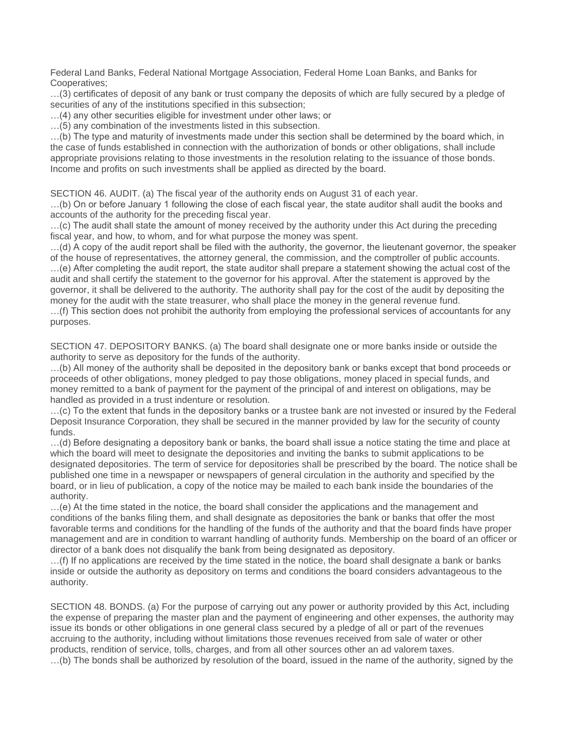Federal Land Banks, Federal National Mortgage Association, Federal Home Loan Banks, and Banks for Cooperatives;

…(3) certificates of deposit of any bank or trust company the deposits of which are fully secured by a pledge of securities of any of the institutions specified in this subsection;

…(4) any other securities eligible for investment under other laws; or

…(5) any combination of the investments listed in this subsection.

…(b) The type and maturity of investments made under this section shall be determined by the board which, in the case of funds established in connection with the authorization of bonds or other obligations, shall include appropriate provisions relating to those investments in the resolution relating to the issuance of those bonds. Income and profits on such investments shall be applied as directed by the board.

SECTION 46. AUDIT. (a) The fiscal year of the authority ends on August 31 of each year.

…(b) On or before January 1 following the close of each fiscal year, the state auditor shall audit the books and accounts of the authority for the preceding fiscal year.

…(c) The audit shall state the amount of money received by the authority under this Act during the preceding fiscal year, and how, to whom, and for what purpose the money was spent.

…(d) A copy of the audit report shall be filed with the authority, the governor, the lieutenant governor, the speaker of the house of representatives, the attorney general, the commission, and the comptroller of public accounts.

…(e) After completing the audit report, the state auditor shall prepare a statement showing the actual cost of the audit and shall certify the statement to the governor for his approval. After the statement is approved by the governor, it shall be delivered to the authority. The authority shall pay for the cost of the audit by depositing the money for the audit with the state treasurer, who shall place the money in the general revenue fund.

…(f) This section does not prohibit the authority from employing the professional services of accountants for any purposes.

SECTION 47. DEPOSITORY BANKS. (a) The board shall designate one or more banks inside or outside the authority to serve as depository for the funds of the authority.

…(b) All money of the authority shall be deposited in the depository bank or banks except that bond proceeds or proceeds of other obligations, money pledged to pay those obligations, money placed in special funds, and money remitted to a bank of payment for the payment of the principal of and interest on obligations, may be handled as provided in a trust indenture or resolution.

…(c) To the extent that funds in the depository banks or a trustee bank are not invested or insured by the Federal Deposit Insurance Corporation, they shall be secured in the manner provided by law for the security of county funds.

…(d) Before designating a depository bank or banks, the board shall issue a notice stating the time and place at which the board will meet to designate the depositories and inviting the banks to submit applications to be designated depositories. The term of service for depositories shall be prescribed by the board. The notice shall be published one time in a newspaper or newspapers of general circulation in the authority and specified by the board, or in lieu of publication, a copy of the notice may be mailed to each bank inside the boundaries of the authority.

…(e) At the time stated in the notice, the board shall consider the applications and the management and conditions of the banks filing them, and shall designate as depositories the bank or banks that offer the most favorable terms and conditions for the handling of the funds of the authority and that the board finds have proper management and are in condition to warrant handling of authority funds. Membership on the board of an officer or director of a bank does not disqualify the bank from being designated as depository.

…(f) If no applications are received by the time stated in the notice, the board shall designate a bank or banks inside or outside the authority as depository on terms and conditions the board considers advantageous to the authority.

SECTION 48. BONDS. (a) For the purpose of carrying out any power or authority provided by this Act, including the expense of preparing the master plan and the payment of engineering and other expenses, the authority may issue its bonds or other obligations in one general class secured by a pledge of all or part of the revenues accruing to the authority, including without limitations those revenues received from sale of water or other products, rendition of service, tolls, charges, and from all other sources other an ad valorem taxes.

…(b) The bonds shall be authorized by resolution of the board, issued in the name of the authority, signed by the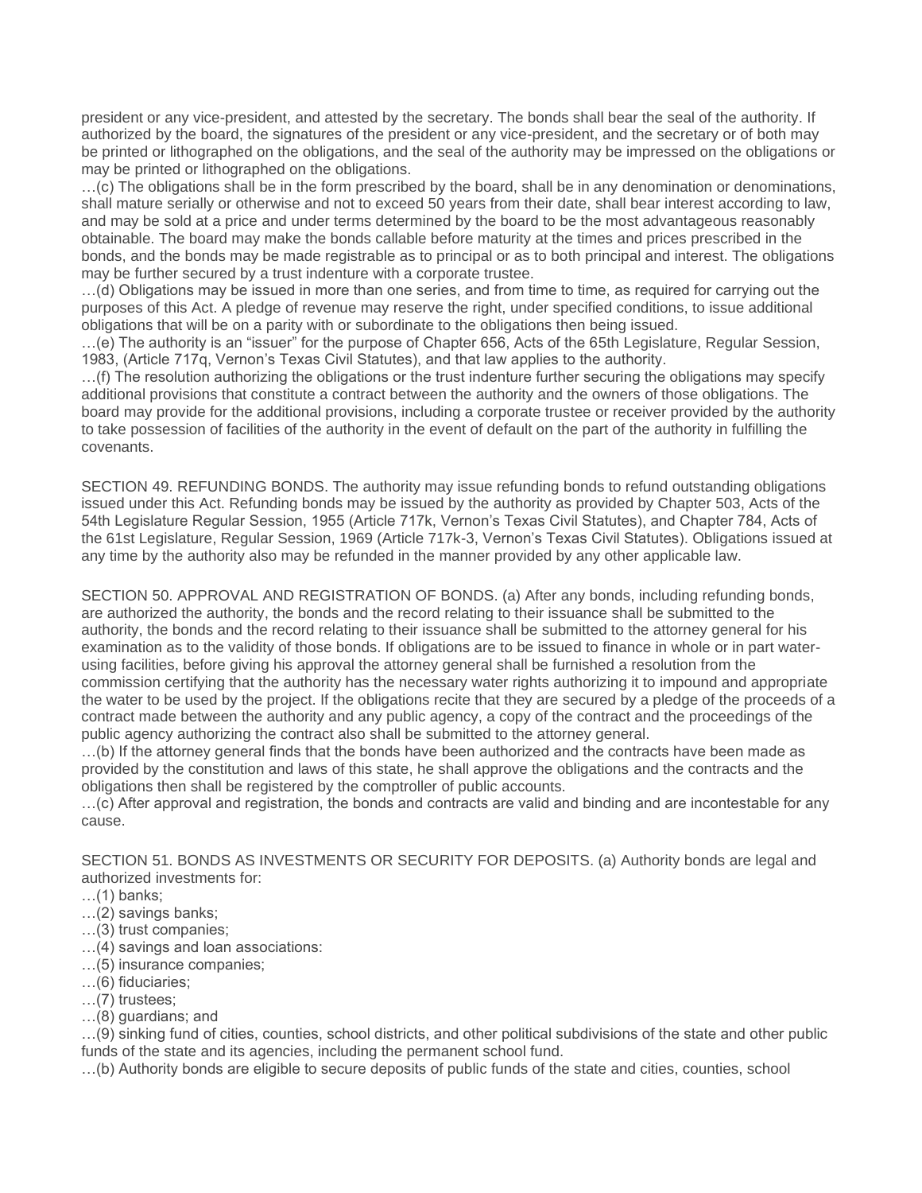president or any vice-president, and attested by the secretary. The bonds shall bear the seal of the authority. If authorized by the board, the signatures of the president or any vice-president, and the secretary or of both may be printed or lithographed on the obligations, and the seal of the authority may be impressed on the obligations or may be printed or lithographed on the obligations.

…(c) The obligations shall be in the form prescribed by the board, shall be in any denomination or denominations, shall mature serially or otherwise and not to exceed 50 years from their date, shall bear interest according to law, and may be sold at a price and under terms determined by the board to be the most advantageous reasonably obtainable. The board may make the bonds callable before maturity at the times and prices prescribed in the bonds, and the bonds may be made registrable as to principal or as to both principal and interest. The obligations may be further secured by a trust indenture with a corporate trustee.

…(d) Obligations may be issued in more than one series, and from time to time, as required for carrying out the purposes of this Act. A pledge of revenue may reserve the right, under specified conditions, to issue additional obligations that will be on a parity with or subordinate to the obligations then being issued.

…(e) The authority is an "issuer" for the purpose of Chapter 656, Acts of the 65th Legislature, Regular Session, 1983, (Article 717q, Vernon's Texas Civil Statutes), and that law applies to the authority.

…(f) The resolution authorizing the obligations or the trust indenture further securing the obligations may specify additional provisions that constitute a contract between the authority and the owners of those obligations. The board may provide for the additional provisions, including a corporate trustee or receiver provided by the authority to take possession of facilities of the authority in the event of default on the part of the authority in fulfilling the covenants.

SECTION 49. REFUNDING BONDS. The authority may issue refunding bonds to refund outstanding obligations issued under this Act. Refunding bonds may be issued by the authority as provided by Chapter 503, Acts of the 54th Legislature Regular Session, 1955 (Article 717k, Vernon's Texas Civil Statutes), and Chapter 784, Acts of the 61st Legislature, Regular Session, 1969 (Article 717k-3, Vernon's Texas Civil Statutes). Obligations issued at any time by the authority also may be refunded in the manner provided by any other applicable law.

SECTION 50. APPROVAL AND REGISTRATION OF BONDS. (a) After any bonds, including refunding bonds, are authorized the authority, the bonds and the record relating to their issuance shall be submitted to the authority, the bonds and the record relating to their issuance shall be submitted to the attorney general for his examination as to the validity of those bonds. If obligations are to be issued to finance in whole or in part water-using facilities, before giving his approval the attorney general shall be furnished a resolution from the commission certifying that the authority has the necessary water rights authorizing it to impound and appropriate the water to be used by the project. If the obligations recite that they are secured by a pledge of the proceeds of a contract made between the authority and any public agency, a copy of the contract and the proceedings of the public agency authorizing the contract also shall be submitted to the attorney general.

…(b) If the attorney general finds that the bonds have been authorized and the contracts have been made as provided by the constitution and laws of this state, he shall approve the obligations and the contracts and the obligations then shall be registered by the comptroller of public accounts.

…(c) After approval and registration, the bonds and contracts are valid and binding and are incontestable for any cause.

SECTION 51. BONDS AS INVESTMENTS OR SECURITY FOR DEPOSITS. (a) Authority bonds are legal and authorized investments for:

…(1) banks;

…(2) savings banks;

…(3) trust companies;

…(4) savings and loan associations:

…(5) insurance companies;

…(6) fiduciaries;

…(7) trustees;

…(8) guardians; and

…(9) sinking fund of cities, counties, school districts, and other political subdivisions of the state and other public funds of the state and its agencies, including the permanent school fund.

…(b) Authority bonds are eligible to secure deposits of public funds of the state and cities, counties, school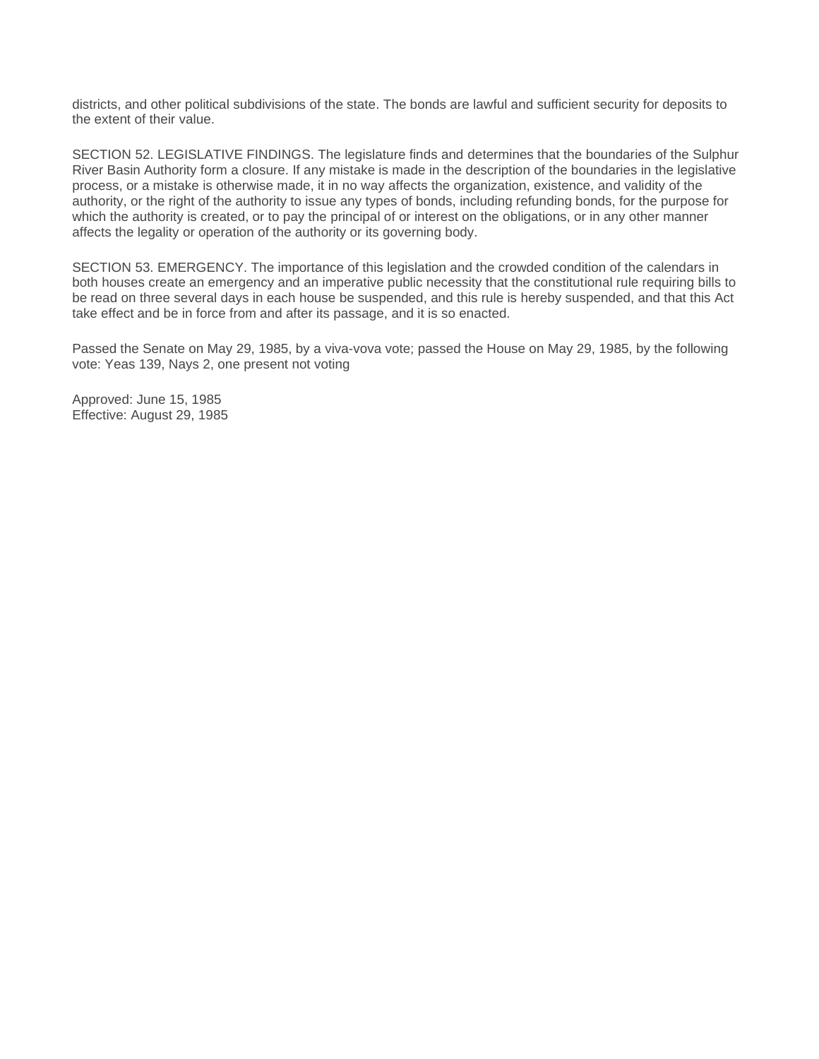districts, and other political subdivisions of the state. The bonds are lawful and sufficient security for deposits to the extent of their value.

SECTION 52. LEGISLATIVE FINDINGS. The legislature finds and determines that the boundaries of the Sulphur River Basin Authority form a closure. If any mistake is made in the description of the boundaries in the legislative process, or a mistake is otherwise made, it in no way affects the organization, existence, and validity of the authority, or the right of the authority to issue any types of bonds, including refunding bonds, for the purpose for which the authority is created, or to pay the principal of or interest on the obligations, or in any other manner affects the legality or operation of the authority or its governing body.

SECTION 53. EMERGENCY. The importance of this legislation and the crowded condition of the calendars in both houses create an emergency and an imperative public necessity that the constitutional rule requiring bills to be read on three several days in each house be suspended, and this rule is hereby suspended, and that this Act take effect and be in force from and after its passage, and it is so enacted.

Passed the Senate on May 29, 1985, by a viva-vova vote; passed the House on May 29, 1985, by the following vote: Yeas 139, Nays 2, one present not voting

Approved: June 15, 1985
Effective: August 29, 1985